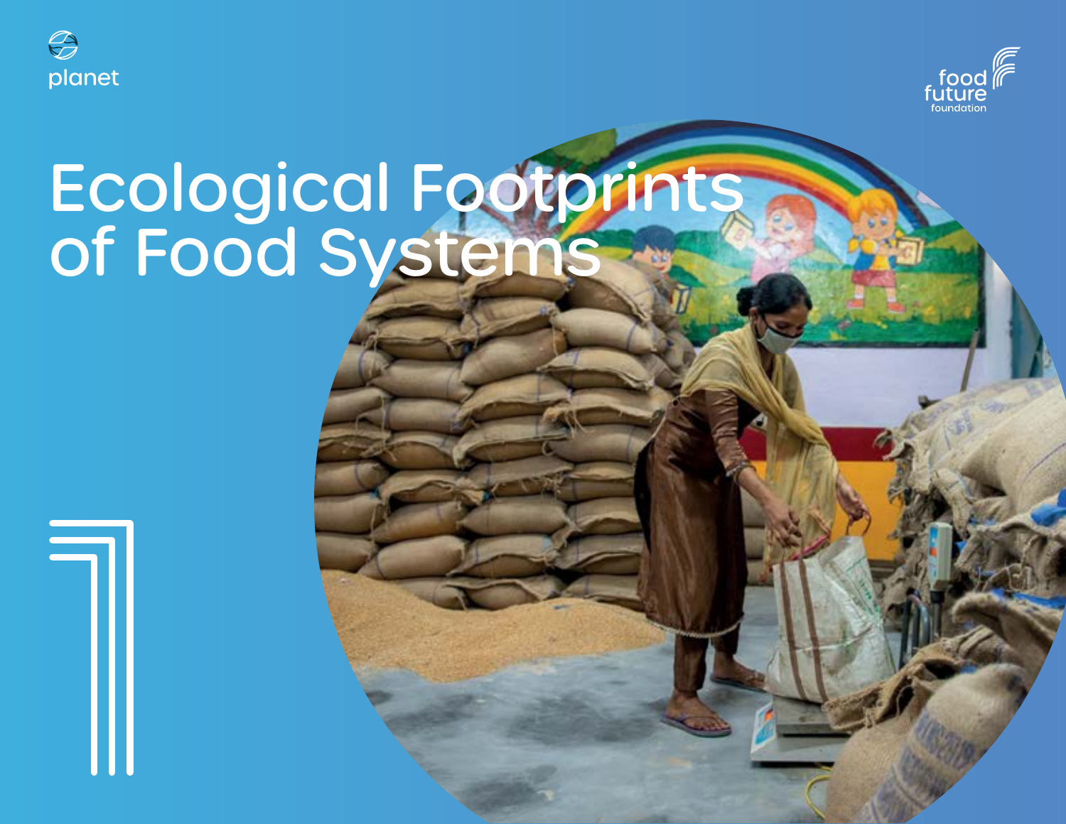planet

food future foundation

# Ecological Footprints of Food Systems

1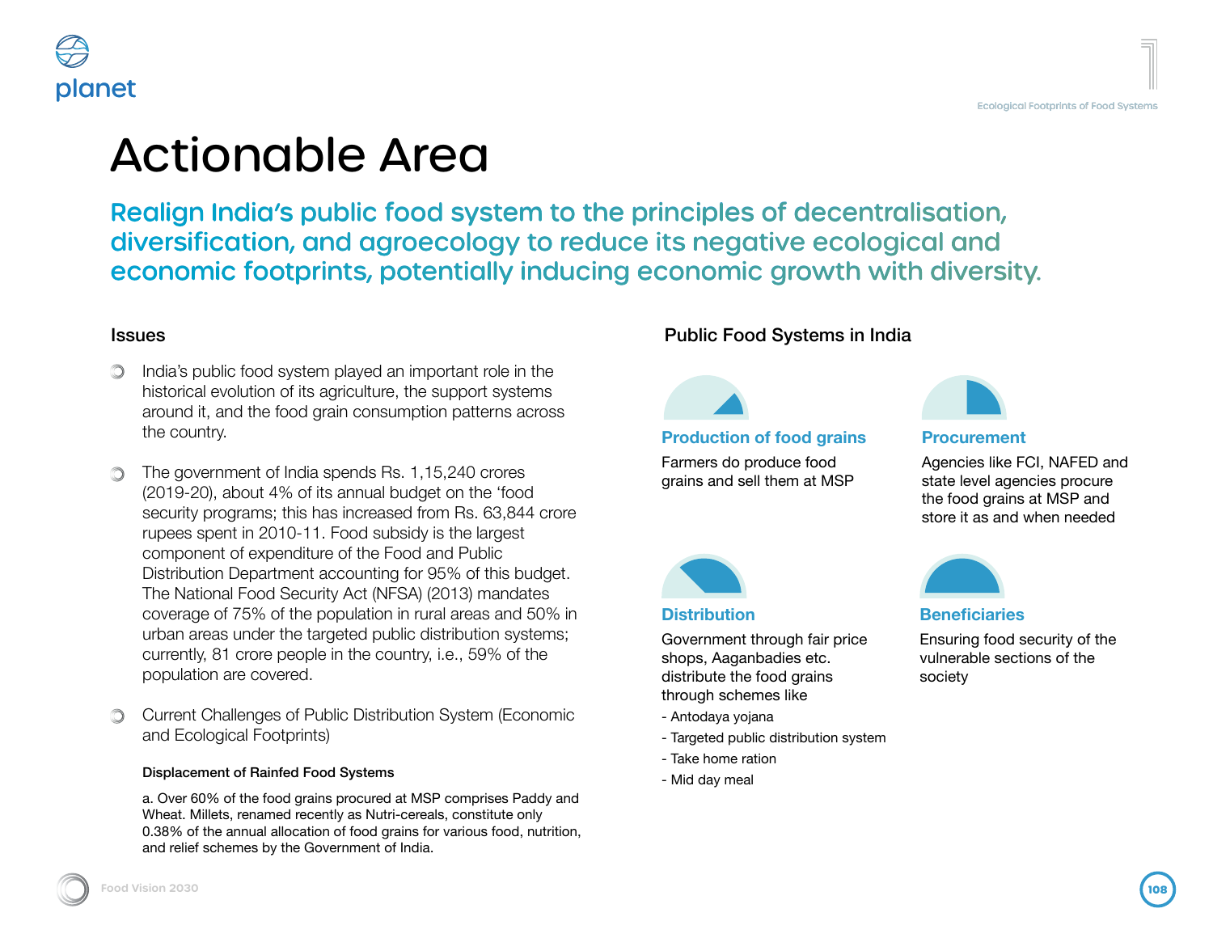# Actionable Area

## Realign India's public food system to the principles of decentralisation, diversification, and agroecology to reduce its negative ecological and economic footprints, potentially inducing economic growth with diversity.

### Issues

- India's public food system played an important role in the historical evolution of its agriculture, the support systems around it, and the food grain consumption patterns across the country.

- The government of India spends Rs. 1,15,240 crores (2019-20), about 4% of its annual budget on the 'food security programs; this has increased from Rs. 63,844 crore rupees spent in 2010-11. Food subsidy is the largest component of expenditure of the Food and Public Distribution Department accounting for 95% of this budget. The National Food Security Act (NFSA) (2013) mandates coverage of 75% of the population in rural areas and 50% in urban areas under the targeted public distribution systems; currently, 81 crore people in the country, i.e., 59% of the population are covered.

- Current Challenges of Public Distribution System (Economic and Ecological Footprints)

**Displacement of Rainfed Food Systems**

a. Over 60% of the food grains procured at MSP comprises Paddy and Wheat. Millets, renamed recently as Nutri-cereals, constitute only 0.38% of the annual allocation of food grains for various food, nutrition, and relief schemes by the Government of India.

### Public Food Systems in India

**Production of food grains**

Farmers do produce food grains and sell them at MSP

**Procurement**

Agencies like FCI, NAFED and state level agencies procure the food grains at MSP and store it as and when needed

**Distribution**

Government through fair price shops, Aaganbadies etc. distribute the food grains through schemes like

- Antodaya yojana
- Targeted public distribution system
- Take home ration
- Mid day meal

**Beneficiaries**

Ensuring food security of the vulnerable sections of the society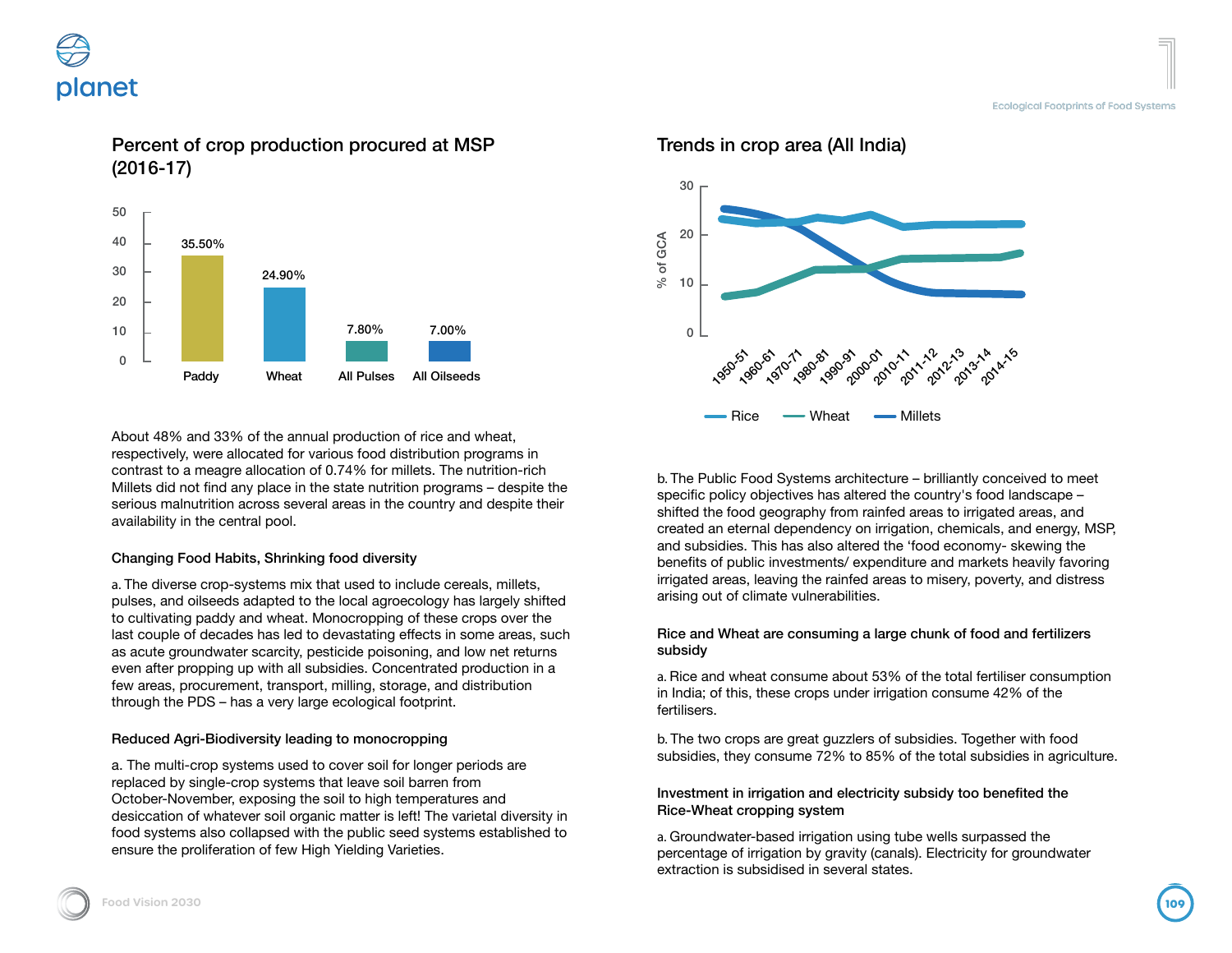## Percent of crop production procured at MSP (2016-17)

50
40
30
20
10
0

35.50%
24.90%
7.80%
7.00%

Paddy
Wheat
All Pulses
All Oilseeds

About 48% and 33% of the annual production of rice and wheat, respectively, were allocated for various food distribution programs in contrast to a meagre allocation of 0.74% for millets. The nutrition-rich Millets did not find any place in the state nutrition programs – despite the serious malnutrition across several areas in the country and despite their availability in the central pool.

### Changing Food Habits, Shrinking food diversity

a. The diverse crop-systems mix that used to include cereals, millets, pulses, and oilseeds adapted to the local agroecology has largely shifted to cultivating paddy and wheat. Monocropping of these crops over the last couple of decades has led to devastating effects in some areas, such as acute groundwater scarcity, pesticide poisoning, and low net returns even after propping up with all subsidies. Concentrated production in a few areas, procurement, transport, milling, storage, and distribution through the PDS – has a very large ecological footprint.

### Reduced Agri-Biodiversity leading to monocropping

a. The multi-crop systems used to cover soil for longer periods are replaced by single-crop systems that leave soil barren from October-November, exposing the soil to high temperatures and desiccation of whatever soil organic matter is left! The varietal diversity in food systems also collapsed with the public seed systems established to ensure the proliferation of few High Yielding Varieties.

## Trends in crop area (All India)

% of GCA

30
20
10
0

1950-51
1960-61
1970-71
1980-81
1990-91
2000-01
2010-11
2011-12
2012-13
2013-14
2014-15

Rice
Wheat
Millets

b. The Public Food Systems architecture – brilliantly conceived to meet specific policy objectives has altered the country's food landscape – shifted the food geography from rainfed areas to irrigated areas, and created an eternal dependency on irrigation, chemicals, and energy, MSP, and subsidies. This has also altered the 'food economy- skewing the benefits of public investments/ expenditure and markets heavily favoring irrigated areas, leaving the rainfed areas to misery, poverty, and distress arising out of climate vulnerabilities.

### Rice and Wheat are consuming a large chunk of food and fertilizers subsidy

a. Rice and wheat consume about 53% of the total fertiliser consumption in India; of this, these crops under irrigation consume 42% of the fertilisers.

b. The two crops are great guzzlers of subsidies. Together with food subsidies, they consume 72% to 85% of the total subsidies in agriculture.

### Investment in irrigation and electricity subsidy too benefited the Rice-Wheat cropping system

a. Groundwater-based irrigation using tube wells surpassed the percentage of irrigation by gravity (canals). Electricity for groundwater extraction is subsidised in several states.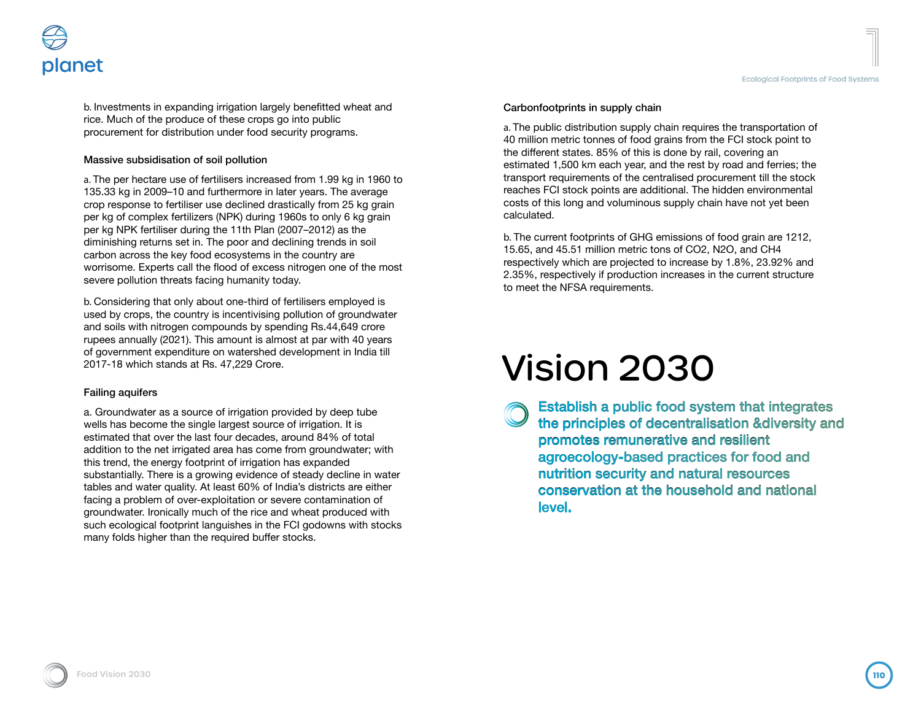b. Investments in expanding irrigation largely benefitted wheat and rice. Much of the produce of these crops go into public procurement for distribution under food security programs.

### Massive subsidisation of soil pollution

a. The per hectare use of fertilisers increased from 1.99 kg in 1960 to 135.33 kg in 2009–10 and furthermore in later years. The average crop response to fertiliser use declined drastically from 25 kg grain per kg of complex fertilizers (NPK) during 1960s to only 6 kg grain per kg NPK fertiliser during the 11th Plan (2007–2012) as the diminishing returns set in. The poor and declining trends in soil carbon across the key food ecosystems in the country are worrisome. Experts call the flood of excess nitrogen one of the most severe pollution threats facing humanity today.

b. Considering that only about one-third of fertilisers employed is used by crops, the country is incentivising pollution of groundwater and soils with nitrogen compounds by spending Rs.44,649 crore rupees annually (2021). This amount is almost at par with 40 years of government expenditure on watershed development in India till 2017-18 which stands at Rs. 47,229 Crore.

### Failing aquifers

a. Groundwater as a source of irrigation provided by deep tube wells has become the single largest source of irrigation. It is estimated that over the last four decades, around 84% of total addition to the net irrigated area has come from groundwater; with this trend, the energy footprint of irrigation has expanded substantially. There is a growing evidence of steady decline in water tables and water quality. At least 60% of India's districts are either facing a problem of over-exploitation or severe contamination of groundwater. Ironically much of the rice and wheat produced with such ecological footprint languishes in the FCI godowns with stocks many folds higher than the required buffer stocks.

### Carbonfootprints in supply chain

a. The public distribution supply chain requires the transportation of 40 million metric tonnes of food grains from the FCI stock point to the different states. 85% of this is done by rail, covering an estimated 1,500 km each year, and the rest by road and ferries; the transport requirements of the centralised procurement till the stock reaches FCI stock points are additional. The hidden environmental costs of this long and voluminous supply chain have not yet been calculated.

b. The current footprints of GHG emissions of food grain are 1212, 15.65, and 45.51 million metric tons of $CO_2$, $N_2O$, and $CH_4$ respectively which are projected to increase by 1.8%, 23.92% and 2.35%, respectively if production increases in the current structure to meet the NFSA requirements.

# Vision 2030

**Establish a public food system that integrates the principles of decentralisation &diversity and promotes remunerative and resilient agroecology-based practices for food and nutrition security and natural resources conservation at the household and national level.**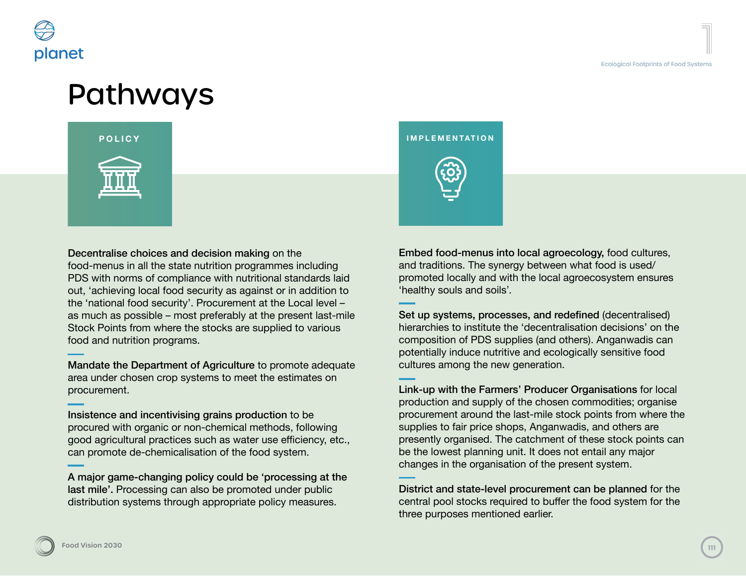# Pathways

## POLICY

**Decentralise choices and decision making** on the food-menus in all the state nutrition programmes including PDS with norms of compliance with nutritional standards laid out, 'achieving local food security as against or in addition to the 'national food security'. Procurement at the Local level – as much as possible – most preferably at the present last-mile Stock Points from where the stocks are supplied to various food and nutrition programs.

**Mandate the Department of Agriculture** to promote adequate area under chosen crop systems to meet the estimates on procurement.

**Insistence and incentivising grains production** to be procured with organic or non-chemical methods, following good agricultural practices such as water use efficiency, etc., can promote de-chemicalisation of the food system.

**A major game-changing policy could be 'processing at the last mile'.** Processing can also be promoted under public distribution systems through appropriate policy measures.

## IMPLEMENTATION

**Embed food-menus into local agroecology,** food cultures, and traditions. The synergy between what food is used/promoted locally and with the local agroecosystem ensures 'healthy souls and soils'.

**Set up systems, processes, and redefined** (decentralised) hierarchies to institute the 'decentralisation decisions' on the composition of PDS supplies (and others). Anganwadis can potentially induce nutritive and ecologically sensitive food cultures among the new generation.

**Link-up with the Farmers' Producer Organisations** for local production and supply of the chosen commodities; organise procurement around the last-mile stock points from where the supplies to fair price shops, Anganwadis, and others are presently organised. The catchment of these stock points can be the lowest planning unit. It does not entail any major changes in the organisation of the present system.

**District and state-level procurement can be planned** for the central pool stocks required to buffer the food system for the three purposes mentioned earlier.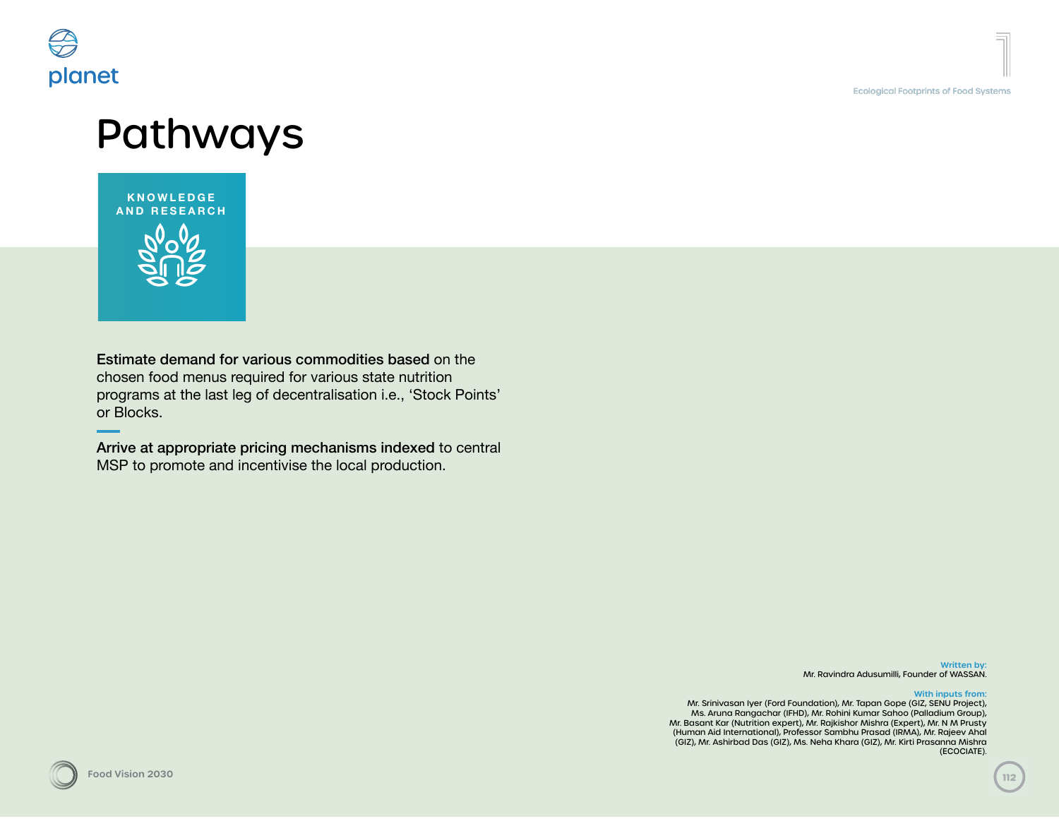# Pathways

KNOWLEDGE AND RESEARCH

**Estimate demand for various commodities based** on the chosen food menus required for various state nutrition programs at the last leg of decentralisation i.e., ‘Stock Points’ or Blocks.

**Arrive at appropriate pricing mechanisms indexed** to central MSP to promote and incentivise the local production.

**Written by:**
Mr. Ravindra Adusumilli, Founder of WASSAN.

**With inputs from:**
Mr. Srinivasan Iyer (Ford Foundation), Mr. Tapan Gope (GIZ, SENU Project), Ms. Aruna Rangachar (IFHD), Mr. Rohini Kumar Sahoo (Palladium Group), Mr. Basant Kar (Nutrition expert), Mr. Rajkishor Mishra (Expert), Mr. N M Prusty (Human Aid International), Professor Sambhu Prasad (IRMA), Mr. Rajeev Ahal (GIZ), Mr. Ashirbad Das (GIZ), Ms. Neha Khara (GIZ), Mr. Kirti Prasanna Mishra (ECOCIATE).